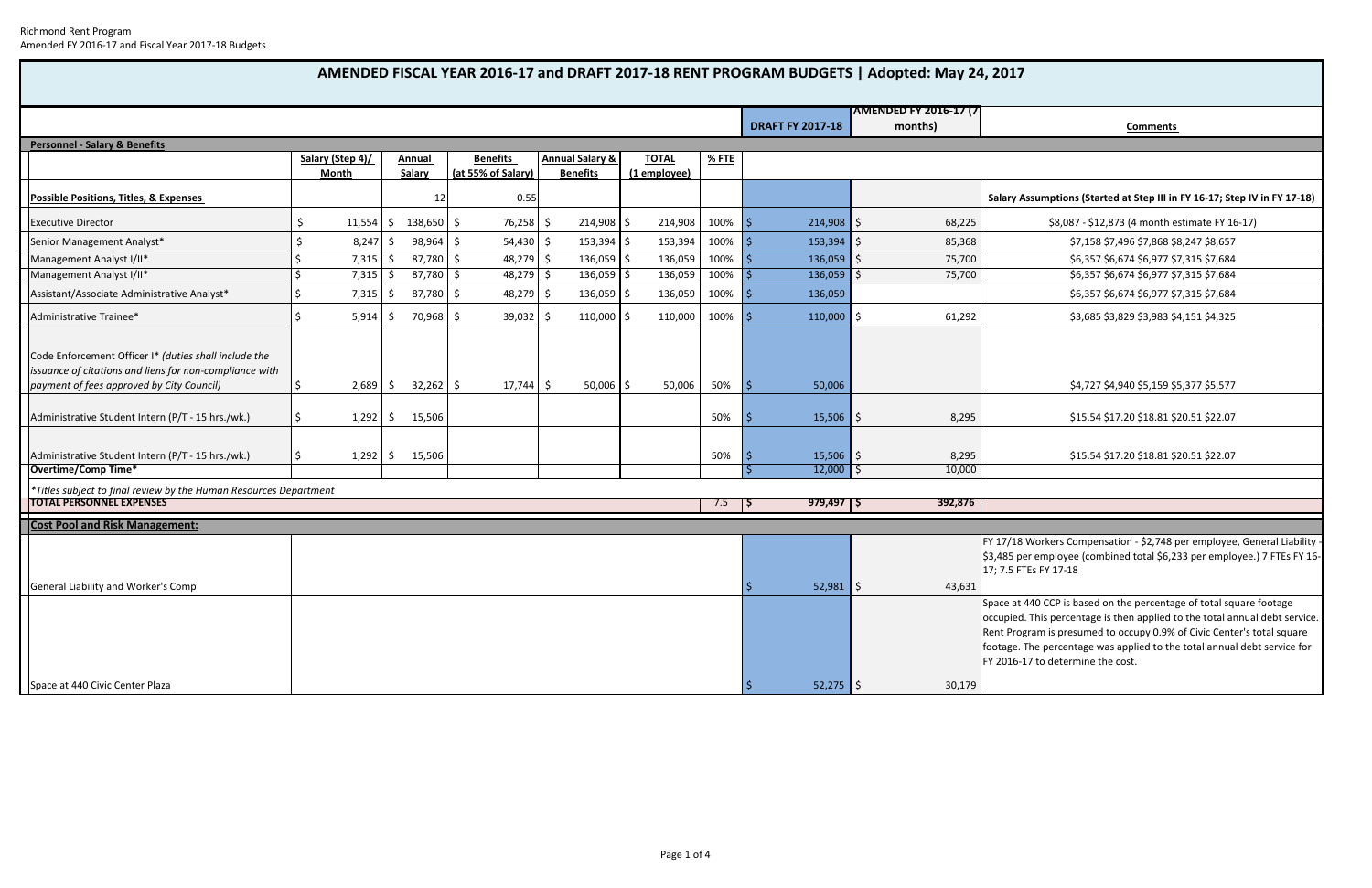Richmond Rent Program
Amended FY 2016-17 and Fiscal Year 2017-18 Budgets

# AMENDED FISCAL YEAR 2016-17 and DRAFT 2017-18 RENT PROGRAM BUDGETS | Adopted: May 24, 2017

| | | | | | | | DRAFT FY 2017-18 | AMENDED FY 2016-17 (7 months) | Comments |
|---|---|---|---|---|---|---|---|---|---|
| **Personnel - Salary & Benefits** | | | | | | | | | |
| | Salary (Step 4)/ Month | Annual Salary | Benefits (at 55% of Salary) | Annual Salary & Benefits | TOTAL (1 employee) | % FTE | | | |
| **Possible Positions, Titles, & Expenses** | | 12 | 0.55 | | | | | | **Salary Assumptions (Started at Step III in FY 16-17; Step IV in FY 17-18)** |
| Executive Director | $ 11,554 | $ 138,650 | $ 76,258 | $ 214,908 | $ 214,908 | 100% | $ 214,908 | $ 68,225 | $8,087 - $12,873 (4 month estimate FY 16-17) |
| Senior Management Analyst* | $ 8,247 | $ 98,964 | $ 54,430 | $ 153,394 | $ 153,394 | 100% | $ 153,394 | $ 85,368 | $7,158 $7,496 $7,868 $8,247 $8,657 |
| Management Analyst I/II* | $ 7,315 | $ 87,780 | $ 48,279 | $ 136,059 | $ 136,059 | 100% | $ 136,059 | $ 75,700 | $6,357 $6,674 $6,977 $7,315 $7,684 |
| Management Analyst I/II* | $ 7,315 | $ 87,780 | $ 48,279 | $ 136,059 | $ 136,059 | 100% | $ 136,059 | $ 75,700 | $6,357 $6,674 $6,977 $7,315 $7,684 |
| Assistant/Associate Administrative Analyst* | $ 7,315 | $ 87,780 | $ 48,279 | $ 136,059 | $ 136,059 | 100% | $ 136,059 | | $6,357 $6,674 $6,977 $7,315 $7,684 |
| Administrative Trainee* | $ 5,914 | $ 70,968 | $ 39,032 | $ 110,000 | $ 110,000 | 100% | $ 110,000 | $ 61,292 | $3,685 $3,829 $3,983 $4,151 $4,325 |
| Code Enforcement Officer I* *(duties shall include the issuance of citations and liens for non-compliance with payment of fees approved by City Council)* | $ 2,689 | $ 32,262 | $ 17,744 | $ 50,006 | $ 50,006 | 50% | $ 50,006 | | $4,727 $4,940 $5,159 $5,377 $5,577 |
| Administrative Student Intern (P/T - 15 hrs./wk.) | $ 1,292 | $ 15,506 | | | | 50% | $ 15,506 | $ 8,295 | $15.54 $17.20 $18.81 $20.51 $22.07 |
| Administrative Student Intern (P/T - 15 hrs./wk.) | $ 1,292 | $ 15,506 | | | | 50% | $ 15,506 | $ 8,295 | $15.54 $17.20 $18.81 $20.51 $22.07 |
| **Overtime/Comp Time*** | | | | | | | $ 12,000 | $ 10,000 | |
| *\*Titles subject to final review by the Human Resources Department* | | | | | | | | | |
| **TOTAL PERSONNEL EXPENSES** | | | | | | 7.5 | $ 979,497 | $ 392,876 | |
| **Cost Pool and Risk Management:** | | | | | | | | | |
| General Liability and Worker's Comp | | | | | | | $ 52,981 | $ 43,631 | FY 17/18 Workers Compensation - $2,748 per employee, General Liability - $3,485 per employee (combined total $6,233 per employee.) 7 FTEs FY 16-17; 7.5 FTEs FY 17-18 |
| Space at 440 Civic Center Plaza | | | | | | | $ 52,275 | $ 30,179 | Space at 440 CCP is based on the percentage of total square footage occupied. This percentage is then applied to the total annual debt service. Rent Program is presumed to occupy 0.9% of Civic Center's total square footage. The percentage was applied to the total annual debt service for FY 2016-17 to determine the cost. |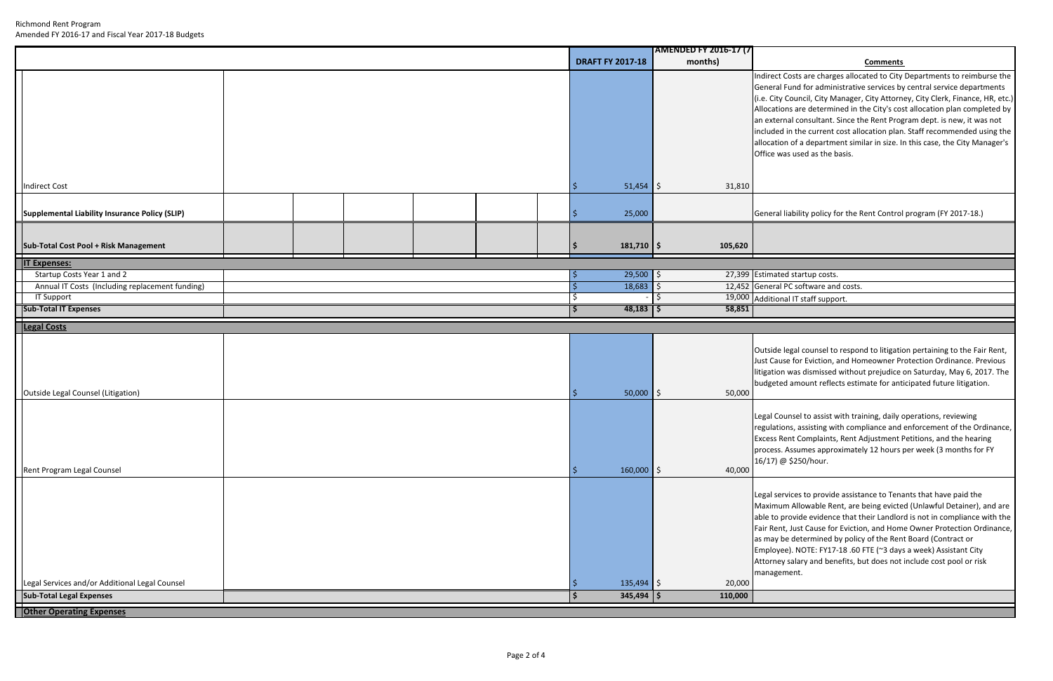Richmond Rent Program
Amended FY 2016-17 and Fiscal Year 2017-18 Budgets

| | DRAFT FY 2017-18 | AMENDED FY 2016-17 (7 months) | Comments |
|---|---|---|---|
| Indirect Cost | $ 51,454 | $ 31,810 | Indirect Costs are charges allocated to City Departments to reimburse the General Fund for administrative services by central service departments (i.e. City Council, City Manager, City Attorney, City Clerk, Finance, HR, etc.) Allocations are determined in the City's cost allocation plan completed by an external consultant. Since the Rent Program dept. is new, it was not included in the current cost allocation plan. Staff recommended using the allocation of a department similar in size. In this case, the City Manager's Office was used as the basis. |
| **Supplemental Liability Insurance Policy (SLIP)** | $ 25,000 | | General liability policy for the Rent Control program (FY 2017-18.) |
| **Sub-Total Cost Pool + Risk Management** | **$ 181,710** | **$ 105,620** | |
| **IT Expenses:** | | | |
| Startup Costs Year 1 and 2 | $ 29,500 | $ 27,399 | Estimated startup costs. |
| Annual IT Costs (Including replacement funding) | $ 18,683 | $ 12,452 | General PC software and costs. |
| IT Support | $ - | $ 19,000 | Additional IT staff support. |
| **Sub-Total IT Expenses** | **$ 48,183** | **$ 58,851** | |
| **Legal Costs** | | | |
| Outside Legal Counsel (Litigation) | $ 50,000 | $ 50,000 | Outside legal counsel to respond to litigation pertaining to the Fair Rent, Just Cause for Eviction, and Homeowner Protection Ordinance. Previous litigation was dismissed without prejudice on Saturday, May 6, 2017. The budgeted amount reflects estimate for anticipated future litigation. |
| Rent Program Legal Counsel | $ 160,000 | $ 40,000 | Legal Counsel to assist with training, daily operations, reviewing regulations, assisting with compliance and enforcement of the Ordinance, Excess Rent Complaints, Rent Adjustment Petitions, and the hearing process. Assumes approximately 12 hours per week (3 months for FY 16/17) @ $250/hour. |
| Legal Services and/or Additional Legal Counsel | $ 135,494 | $ 20,000 | Legal services to provide assistance to Tenants that have paid the Maximum Allowable Rent, are being evicted (Unlawful Detainer), and are able to provide evidence that their Landlord is not in compliance with the Fair Rent, Just Cause for Eviction, and Home Owner Protection Ordinance, as may be determined by policy of the Rent Board (Contract or Employee). NOTE: FY17-18 .60 FTE (~3 days a week) Assistant City Attorney salary and benefits, but does not include cost pool or risk management. |
| **Sub-Total Legal Expenses** | **$ 345,494** | **$ 110,000** | |
| **Other Operating Expenses** | | | |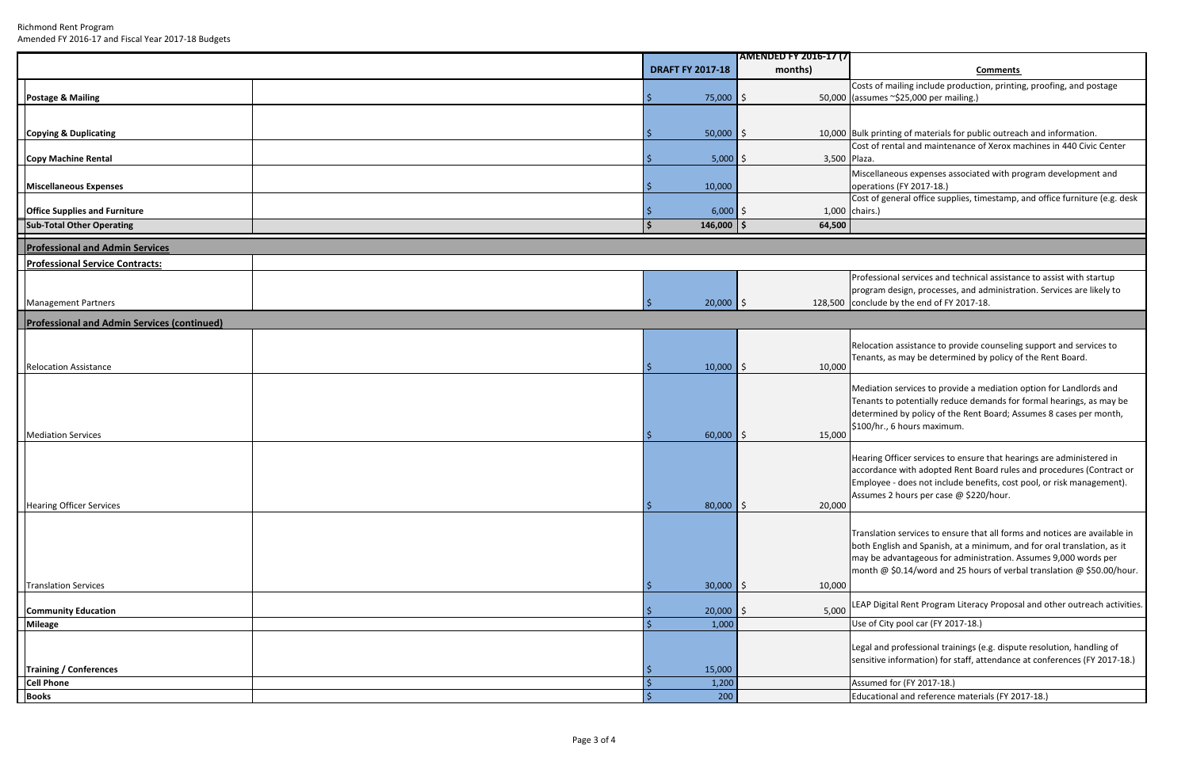Richmond Rent Program
Amended FY 2016-17 and Fiscal Year 2017-18 Budgets

| | | DRAFT FY 2017-18 | AMENDED FY 2016-17 (7 months) | Comments |
|---|---|---|---|---|
| **Postage & Mailing** | | $ 75,000 | $ 50,000 | Costs of mailing include production, printing, proofing, and postage (assumes ~$25,000 per mailing.) |
| **Copying & Duplicating** | | $ 50,000 | $ 10,000 | Bulk printing of materials for public outreach and information. |
| **Copy Machine Rental** | | $ 5,000 | $ 3,500 | Cost of rental and maintenance of Xerox machines in 440 Civic Center Plaza. |
| **Miscellaneous Expenses** | | $ 10,000 | | Miscellaneous expenses associated with program development and operations (FY 2017-18.) |
| **Office Supplies and Furniture** | | $ 6,000 | $ 1,000 | Cost of general office supplies, timestamp, and office furniture (e.g. desk chairs.) |
| **Sub-Total Other Operating** | | **$ 146,000** | **$ 64,500** | |
| **Professional and Admin Services** | | | | |
| **Professional Service Contracts:** | | | | |
| Management Partners | | $ 20,000 | $ 128,500 | Professional services and technical assistance to assist with startup program design, processes, and administration. Services are likely to conclude by the end of FY 2017-18. |
| **Professional and Admin Services (continued)** | | | | |
| Relocation Assistance | | $ 10,000 | $ 10,000 | Relocation assistance to provide counseling support and services to Tenants, as may be determined by policy of the Rent Board. |
| Mediation Services | | $ 60,000 | $ 15,000 | Mediation services to provide a mediation option for Landlords and Tenants to potentially reduce demands for formal hearings, as may be determined by policy of the Rent Board; Assumes 8 cases per month, $100/hr., 6 hours maximum. |
| Hearing Officer Services | | $ 80,000 | $ 20,000 | Hearing Officer services to ensure that hearings are administered in accordance with adopted Rent Board rules and procedures (Contract or Employee - does not include benefits, cost pool, or risk management). Assumes 2 hours per case @ $220/hour. |
| Translation Services | | $ 30,000 | $ 10,000 | Translation services to ensure that all forms and notices are available in both English and Spanish, at a minimum, and for oral translation, as it may be advantageous for administration. Assumes 9,000 words per month @ $0.14/word and 25 hours of verbal translation @ $50.00/hour. |
| **Community Education** | | $ 20,000 | $ 5,000 | LEAP Digital Rent Program Literacy Proposal and other outreach activities. |
| **Mileage** | | $ 1,000 | | Use of City pool car (FY 2017-18.) |
| **Training / Conferences** | | $ 15,000 | | Legal and professional trainings (e.g. dispute resolution, handling of sensitive information) for staff, attendance at conferences (FY 2017-18.) |
| **Cell Phone** | | $ 1,200 | | Assumed for (FY 2017-18.) |
| **Books** | | $ 200 | | Educational and reference materials (FY 2017-18.) |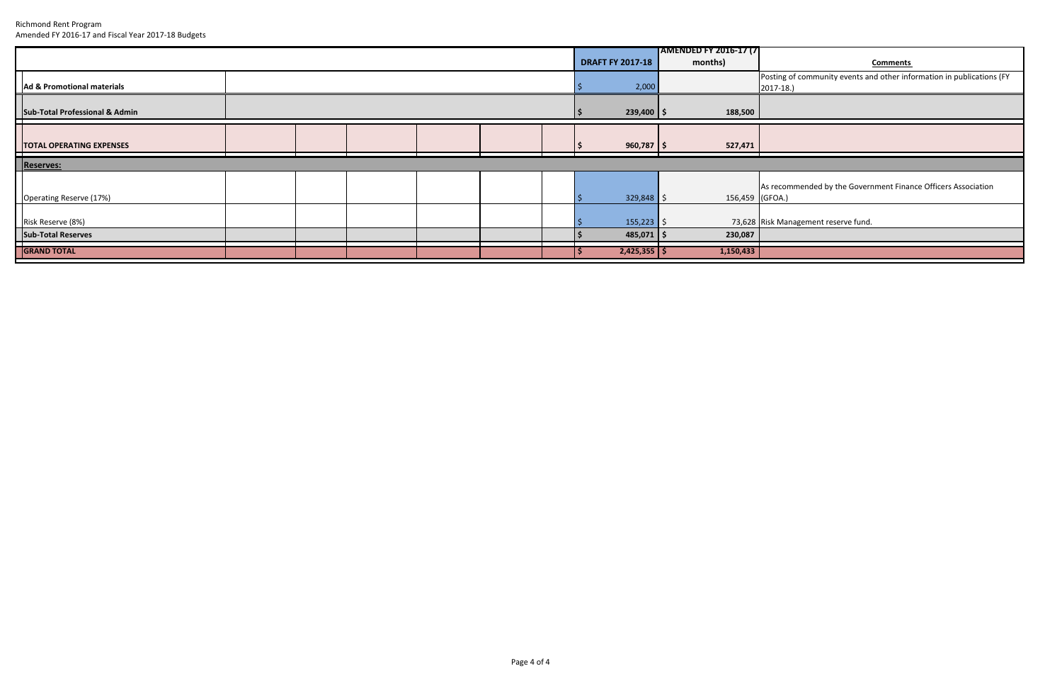Richmond Rent Program
Amended FY 2016-17 and Fiscal Year 2017-18 Budgets

| | | | | | | | DRAFT FY 2017-18 | AMENDED FY 2016-17 (7 months) | Comments |
|---|---|---|---|---|---|---|---|---|---|
| **Ad & Promotional materials** | | | | | | | $ 2,000 | | Posting of community events and other information in publications (FY 2017-18.) |
| **Sub-Total Professional & Admin** | | | | | | | **$ 239,400** | **$ 188,500** | |
| **TOTAL OPERATING EXPENSES** | | | | | | | **$ 960,787** | **$ 527,471** | |
| **Reserves:** | | | | | | | | | |
| Operating Reserve (17%) | | | | | | | $ 329,848 | $ 156,459 | As recommended by the Government Finance Officers Association (GFOA.) |
| Risk Reserve (8%) | | | | | | | $ 155,223 | $ 73,628 | Risk Management reserve fund. |
| **Sub-Total Reserves** | | | | | | | **$ 485,071** | **$ 230,087** | |
| **GRAND TOTAL** | | | | | | | **$ 2,425,355** | **$ 1,150,433** | |